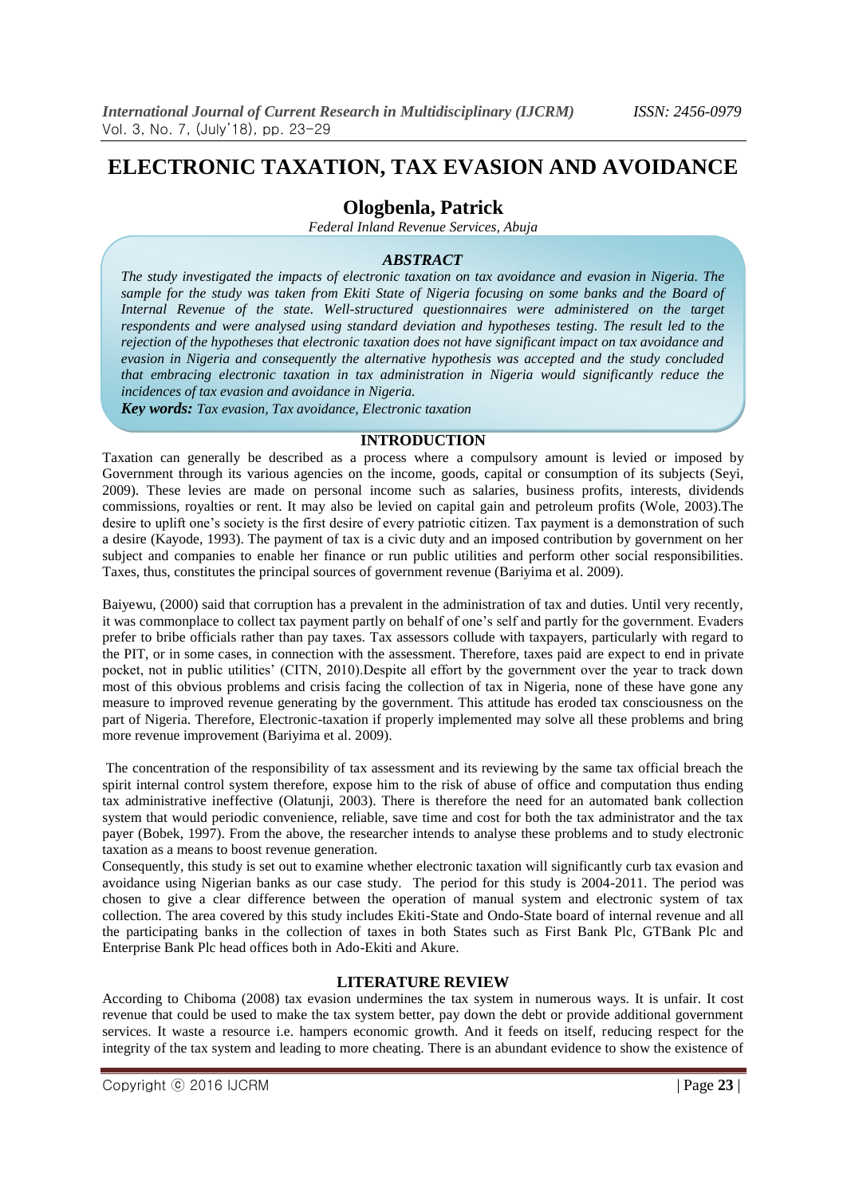# ELECTRONIC TAXATION, TAX EVASION AND AVOIDANCE

## Ologbenla, Patrick

*Federal Inland Revenue Services, Abuja*

### *ABSTRACT*

*The study investigated the impacts of electronic taxation on tax avoidance and evasion in Nigeria. The sample for the study was taken from Ekiti State of Nigeria focusing on some banks and the Board of Internal Revenue of the state. Well-structured questionnaires were administered on the target respondents and were analysed using standard deviation and hypotheses testing. The result led to the rejection of the hypotheses that electronic taxation does not have significant impact on tax avoidance and evasion in Nigeria and consequently the alternative hypothesis was accepted and the study concluded that embracing electronic taxation in tax administration in Nigeria would significantly reduce the incidences of tax evasion and avoidance in Nigeria.*

***Key words:*** *Tax evasion, Tax avoidance, Electronic taxation*

## INTRODUCTION

Taxation can generally be described as a process where a compulsory amount is levied or imposed by Government through its various agencies on the income, goods, capital or consumption of its subjects (Seyi, 2009). These levies are made on personal income such as salaries, business profits, interests, dividends commissions, royalties or rent. It may also be levied on capital gain and petroleum profits (Wole, 2003).The desire to uplift one's society is the first desire of every patriotic citizen. Tax payment is a demonstration of such a desire (Kayode, 1993). The payment of tax is a civic duty and an imposed contribution by government on her subject and companies to enable her finance or run public utilities and perform other social responsibilities. Taxes, thus, constitutes the principal sources of government revenue (Bariyima et al. 2009).

Baiyewu, (2000) said that corruption has a prevalent in the administration of tax and duties. Until very recently, it was commonplace to collect tax payment partly on behalf of one's self and partly for the government. Evaders prefer to bribe officials rather than pay taxes. Tax assessors collude with taxpayers, particularly with regard to the PIT, or in some cases, in connection with the assessment. Therefore, taxes paid are expect to end in private pocket, not in public utilities' (CITN, 2010).Despite all effort by the government over the year to track down most of this obvious problems and crisis facing the collection of tax in Nigeria, none of these have gone any measure to improved revenue generating by the government. This attitude has eroded tax consciousness on the part of Nigeria. Therefore, Electronic-taxation if properly implemented may solve all these problems and bring more revenue improvement (Bariyima et al. 2009).

The concentration of the responsibility of tax assessment and its reviewing by the same tax official breach the spirit internal control system therefore, expose him to the risk of abuse of office and computation thus ending tax administrative ineffective (Olatunji, 2003). There is therefore the need for an automated bank collection system that would periodic convenience, reliable, save time and cost for both the tax administrator and the tax payer (Bobek, 1997). From the above, the researcher intends to analyse these problems and to study electronic taxation as a means to boost revenue generation.

Consequently, this study is set out to examine whether electronic taxation will significantly curb tax evasion and avoidance using Nigerian banks as our case study. The period for this study is 2004-2011. The period was chosen to give a clear difference between the operation of manual system and electronic system of tax collection. The area covered by this study includes Ekiti-State and Ondo-State board of internal revenue and all the participating banks in the collection of taxes in both States such as First Bank Plc, GTBank Plc and Enterprise Bank Plc head offices both in Ado-Ekiti and Akure.

## LITERATURE REVIEW

According to Chiboma (2008) tax evasion undermines the tax system in numerous ways. It is unfair. It cost revenue that could be used to make the tax system better, pay down the debt or provide additional government services. It waste a resource i.e. hampers economic growth. And it feeds on itself, reducing respect for the integrity of the tax system and leading to more cheating. There is an abundant evidence to show the existence of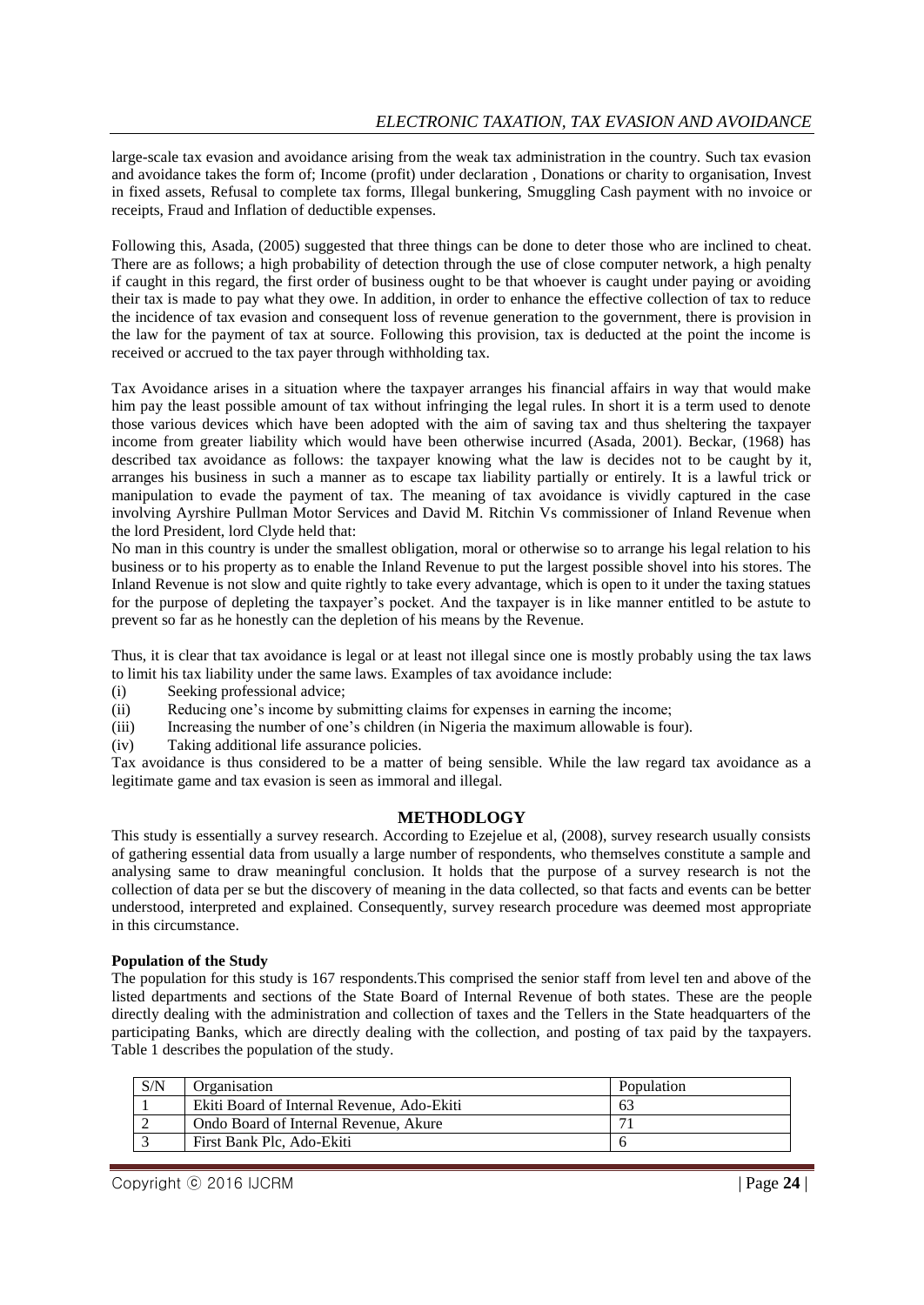large-scale tax evasion and avoidance arising from the weak tax administration in the country. Such tax evasion and avoidance takes the form of; Income (profit) under declaration , Donations or charity to organisation, Invest in fixed assets, Refusal to complete tax forms, Illegal bunkering, Smuggling Cash payment with no invoice or receipts, Fraud and Inflation of deductible expenses.

Following this, Asada, (2005) suggested that three things can be done to deter those who are inclined to cheat. There are as follows; a high probability of detection through the use of close computer network, a high penalty if caught in this regard, the first order of business ought to be that whoever is caught under paying or avoiding their tax is made to pay what they owe. In addition, in order to enhance the effective collection of tax to reduce the incidence of tax evasion and consequent loss of revenue generation to the government, there is provision in the law for the payment of tax at source. Following this provision, tax is deducted at the point the income is received or accrued to the tax payer through withholding tax.

Tax Avoidance arises in a situation where the taxpayer arranges his financial affairs in way that would make him pay the least possible amount of tax without infringing the legal rules. In short it is a term used to denote those various devices which have been adopted with the aim of saving tax and thus sheltering the taxpayer income from greater liability which would have been otherwise incurred (Asada, 2001). Beckar, (1968) has described tax avoidance as follows: the taxpayer knowing what the law is decides not to be caught by it, arranges his business in such a manner as to escape tax liability partially or entirely. It is a lawful trick or manipulation to evade the payment of tax. The meaning of tax avoidance is vividly captured in the case involving Ayrshire Pullman Motor Services and David M. Ritchin Vs commissioner of Inland Revenue when the lord President, lord Clyde held that:

No man in this country is under the smallest obligation, moral or otherwise so to arrange his legal relation to his business or to his property as to enable the Inland Revenue to put the largest possible shovel into his stores. The Inland Revenue is not slow and quite rightly to take every advantage, which is open to it under the taxing statues for the purpose of depleting the taxpayer's pocket. And the taxpayer is in like manner entitled to be astute to prevent so far as he honestly can the depletion of his means by the Revenue.

Thus, it is clear that tax avoidance is legal or at least not illegal since one is mostly probably using the tax laws to limit his tax liability under the same laws. Examples of tax avoidance include:

(i) Seeking professional advice;
(ii) Reducing one's income by submitting claims for expenses in earning the income;
(iii) Increasing the number of one's children (in Nigeria the maximum allowable is four).
(iv) Taking additional life assurance policies.

Tax avoidance is thus considered to be a matter of being sensible. While the law regard tax avoidance as a legitimate game and tax evasion is seen as immoral and illegal.

## METHODLOGY

This study is essentially a survey research. According to Ezejelue et al, (2008), survey research usually consists of gathering essential data from usually a large number of respondents, who themselves constitute a sample and analysing same to draw meaningful conclusion. It holds that the purpose of a survey research is not the collection of data per se but the discovery of meaning in the data collected, so that facts and events can be better understood, interpreted and explained. Consequently, survey research procedure was deemed most appropriate in this circumstance.

### Population of the Study

The population for this study is 167 respondents.This comprised the senior staff from level ten and above of the listed departments and sections of the State Board of Internal Revenue of both states. These are the people directly dealing with the administration and collection of taxes and the Tellers in the State headquarters of the participating Banks, which are directly dealing with the collection, and posting of tax paid by the taxpayers. Table 1 describes the population of the study.

| S/N | Organisation | Population |
|---|---|---|
| 1 | Ekiti Board of Internal Revenue, Ado-Ekiti | 63 |
| 2 | Ondo Board of Internal Revenue, Akure | 71 |
| 3 | First Bank Plc, Ado-Ekiti | 6 |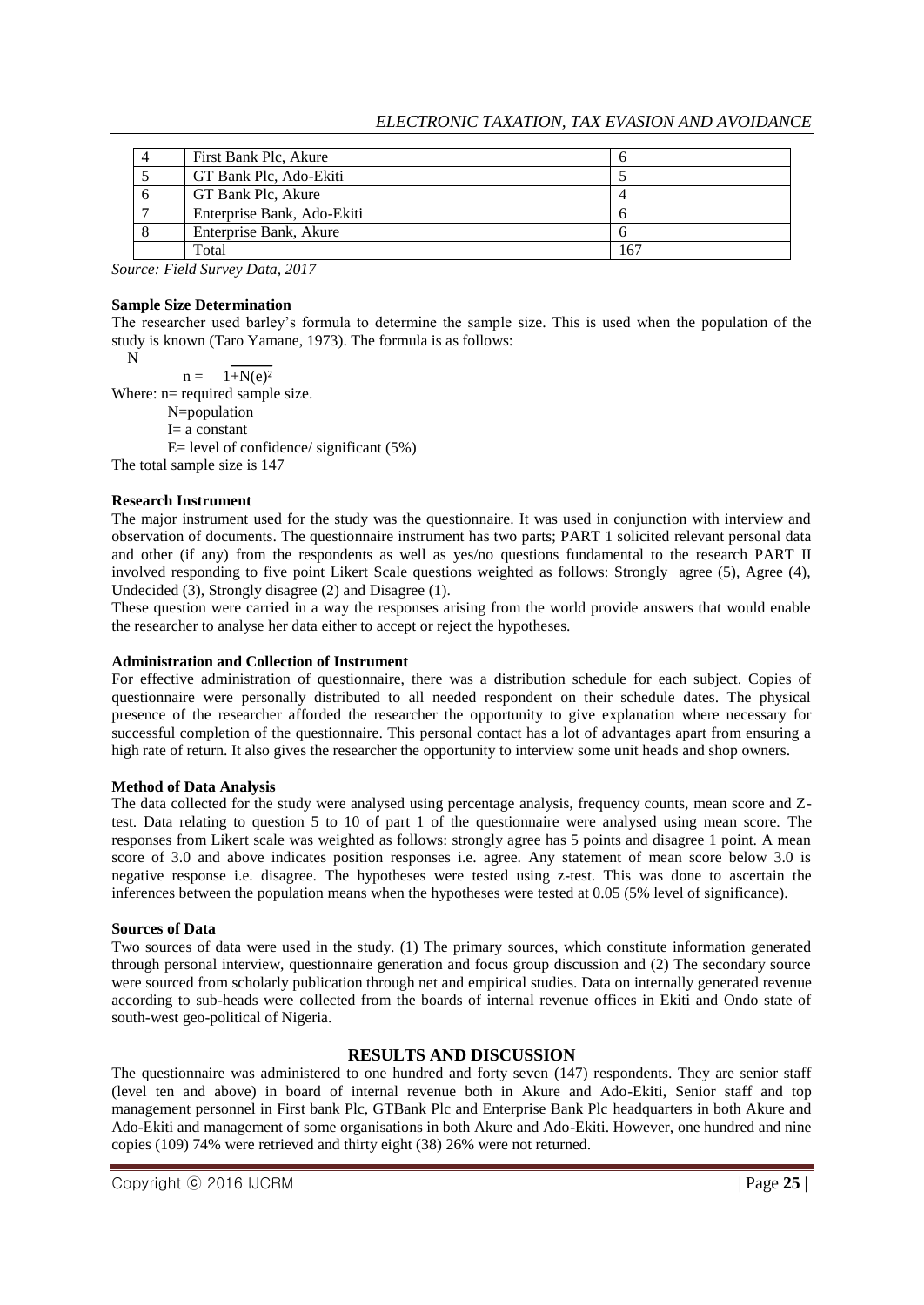| 4 | First Bank Plc, Akure | 6 |
|---|---|---|
| 5 | GT Bank Plc, Ado-Ekiti | 5 |
| 6 | GT Bank Plc, Akure | 4 |
| 7 | Enterprise Bank, Ado-Ekiti | 6 |
| 8 | Enterprise Bank, Akure | 6 |
| | Total | 167 |

*Source: Field Survey Data, 2017*

**Sample Size Determination**

The researcher used barley's formula to determine the sample size. This is used when the population of the study is known (Taro Yamane, 1973). The formula is as follows:

$$n = \frac{N}{1+N(e)^2}$$

Where: n= required sample size.

N=population

I= a constant

E= level of confidence/ significant (5%)

The total sample size is 147

**Research Instrument**

The major instrument used for the study was the questionnaire. It was used in conjunction with interview and observation of documents. The questionnaire instrument has two parts; PART 1 solicited relevant personal data and other (if any) from the respondents as well as yes/no questions fundamental to the research PART II involved responding to five point Likert Scale questions weighted as follows: Strongly agree (5), Agree (4), Undecided (3), Strongly disagree (2) and Disagree (1).

These question were carried in a way the responses arising from the world provide answers that would enable the researcher to analyse her data either to accept or reject the hypotheses.

**Administration and Collection of Instrument**

For effective administration of questionnaire, there was a distribution schedule for each subject. Copies of questionnaire were personally distributed to all needed respondent on their schedule dates. The physical presence of the researcher afforded the researcher the opportunity to give explanation where necessary for successful completion of the questionnaire. This personal contact has a lot of advantages apart from ensuring a high rate of return. It also gives the researcher the opportunity to interview some unit heads and shop owners.

**Method of Data Analysis**

The data collected for the study were analysed using percentage analysis, frequency counts, mean score and Z-test. Data relating to question 5 to 10 of part 1 of the questionnaire were analysed using mean score. The responses from Likert scale was weighted as follows: strongly agree has 5 points and disagree 1 point. A mean score of 3.0 and above indicates position responses i.e. agree. Any statement of mean score below 3.0 is negative response i.e. disagree. The hypotheses were tested using z-test. This was done to ascertain the inferences between the population means when the hypotheses were tested at 0.05 (5% level of significance).

**Sources of Data**

Two sources of data were used in the study. (1) The primary sources, which constitute information generated through personal interview, questionnaire generation and focus group discussion and (2) The secondary source were sourced from scholarly publication through net and empirical studies. Data on internally generated revenue according to sub-heads were collected from the boards of internal revenue offices in Ekiti and Ondo state of south-west geo-political of Nigeria.

## RESULTS AND DISCUSSION

The questionnaire was administered to one hundred and forty seven (147) respondents. They are senior staff (level ten and above) in board of internal revenue both in Akure and Ado-Ekiti, Senior staff and top management personnel in First bank Plc, GTBank Plc and Enterprise Bank Plc headquarters in both Akure and Ado-Ekiti and management of some organisations in both Akure and Ado-Ekiti. However, one hundred and nine copies (109) 74% were retrieved and thirty eight (38) 26% were not returned.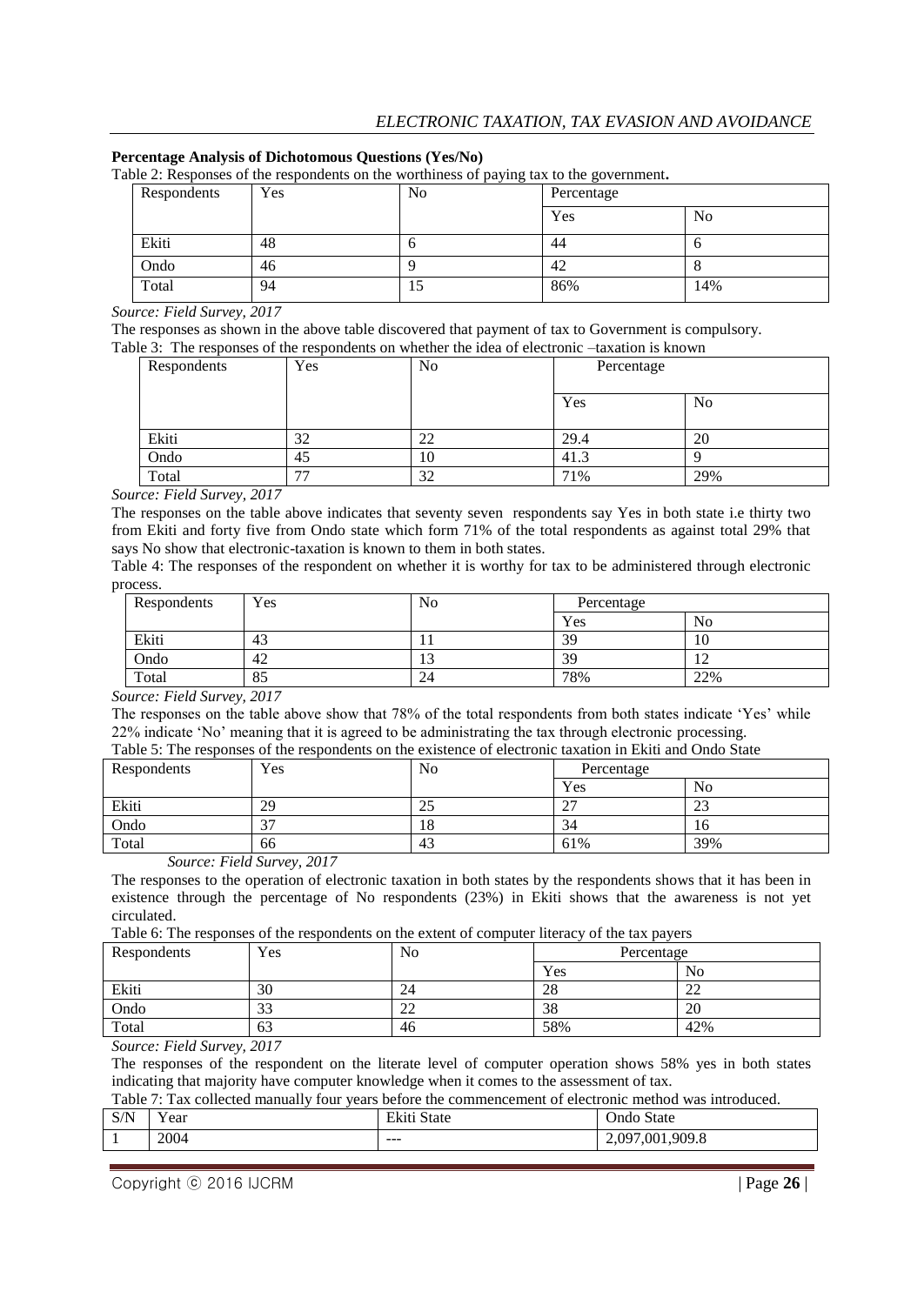**Percentage Analysis of Dichotomous Questions (Yes/No)**

Table 2: Responses of the respondents on the worthiness of paying tax to the government.

| Respondents | Yes | No | Percentage | |
|---|---|---|---|---|
| | | | Yes | No |
| Ekiti | 48 | 6 | 44 | 6 |
| Ondo | 46 | 9 | 42 | 8 |
| Total | 94 | 15 | 86% | 14% |

*Source: Field Survey, 2017*

The responses as shown in the above table discovered that payment of tax to Government is compulsory.

Table 3: The responses of the respondents on whether the idea of electronic –taxation is known

| Respondents | Yes | No | Percentage | |
|---|---|---|---|---|
| | | | Yes | No |
| Ekiti | 32 | 22 | 29.4 | 20 |
| Ondo | 45 | 10 | 41.3 | 9 |
| Total | 77 | 32 | 71% | 29% |

*Source: Field Survey, 2017*

The responses on the table above indicates that seventy seven respondents say Yes in both state i.e thirty two from Ekiti and forty five from Ondo state which form 71% of the total respondents as against total 29% that says No show that electronic-taxation is known to them in both states.

Table 4: The responses of the respondent on whether it is worthy for tax to be administered through electronic process.

| Respondents | Yes | No | Percentage | |
|---|---|---|---|---|
| | | | Yes | No |
| Ekiti | 43 | 11 | 39 | 10 |
| Ondo | 42 | 13 | 39 | 12 |
| Total | 85 | 24 | 78% | 22% |

*Source: Field Survey, 2017*

The responses on the table above show that 78% of the total respondents from both states indicate 'Yes' while 22% indicate 'No' meaning that it is agreed to be administrating the tax through electronic processing.

Table 5: The responses of the respondents on the existence of electronic taxation in Ekiti and Ondo State

| Respondents | Yes | No | Percentage | |
|---|---|---|---|---|
| | | | Yes | No |
| Ekiti | 29 | 25 | 27 | 23 |
| Ondo | 37 | 18 | 34 | 16 |
| Total | 66 | 43 | 61% | 39% |

*Source: Field Survey, 2017*

The responses to the operation of electronic taxation in both states by the respondents shows that it has been in existence through the percentage of No respondents (23%) in Ekiti shows that the awareness is not yet circulated.

Table 6: The responses of the respondents on the extent of computer literacy of the tax payers

| Respondents | Yes | No | Percentage | |
|---|---|---|---|---|
| | | | Yes | No |
| Ekiti | 30 | 24 | 28 | 22 |
| Ondo | 33 | 22 | 38 | 20 |
| Total | 63 | 46 | 58% | 42% |

*Source: Field Survey, 2017*

The responses of the respondent on the literate level of computer operation shows 58% yes in both states indicating that majority have computer knowledge when it comes to the assessment of tax.

Table 7: Tax collected manually four years before the commencement of electronic method was introduced.

| S/N | Year | Ekiti State | Ondo State |
|---|---|---|---|
| 1 | 2004 | --- | 2,097,001,909.8 |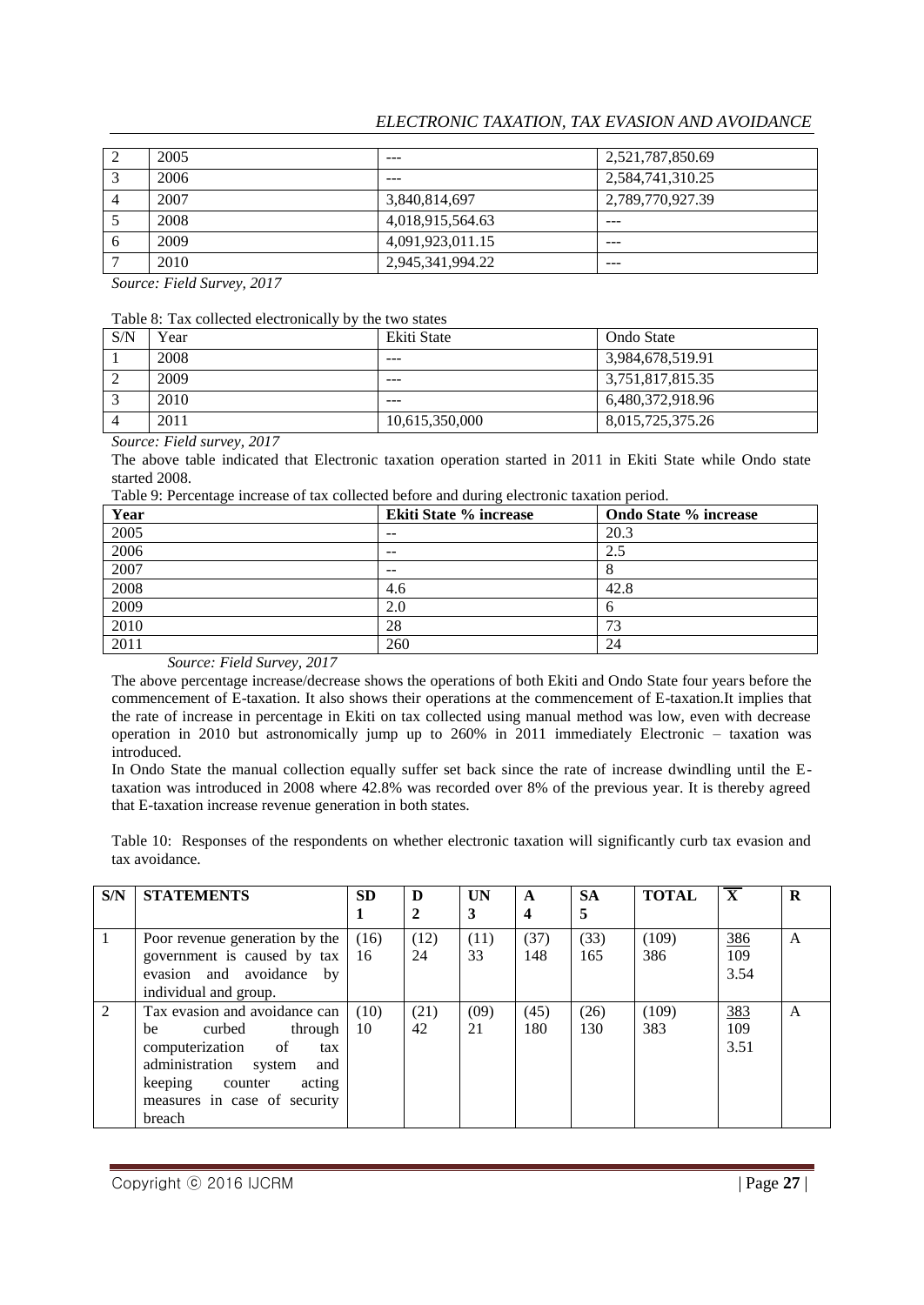| 2 | 2005 | --- | 2,521,787,850.69 |
|---|---|---|---|
| 3 | 2006 | --- | 2,584,741,310.25 |
| 4 | 2007 | 3,840,814,697 | 2,789,770,927.39 |
| 5 | 2008 | 4,018,915,564.63 | --- |
| 6 | 2009 | 4,091,923,011.15 | --- |
| 7 | 2010 | 2,945,341,994.22 | --- |

*Source: Field Survey, 2017*

Table 8: Tax collected electronically by the two states

| S/N | Year | Ekiti State | Ondo State |
|---|---|---|---|
| 1 | 2008 | --- | 3,984,678,519.91 |
| 2 | 2009 | --- | 3,751,817,815.35 |
| 3 | 2010 | --- | 6,480,372,918.96 |
| 4 | 2011 | 10,615,350,000 | 8,015,725,375.26 |

*Source: Field survey, 2017*

The above table indicated that Electronic taxation operation started in 2011 in Ekiti State while Ondo state started 2008.

Table 9: Percentage increase of tax collected before and during electronic taxation period.

| Year | Ekiti State % increase | Ondo State % increase |
|---|---|---|
| 2005 | -- | 20.3 |
| 2006 | -- | 2.5 |
| 2007 | -- | 8 |
| 2008 | 4.6 | 42.8 |
| 2009 | 2.0 | 6 |
| 2010 | 28 | 73 |
| 2011 | 260 | 24 |

*Source: Field Survey, 2017*

The above percentage increase/decrease shows the operations of both Ekiti and Ondo State four years before the commencement of E-taxation. It also shows their operations at the commencement of E-taxation.It implies that the rate of increase in percentage in Ekiti on tax collected using manual method was low, even with decrease operation in 2010 but astronomically jump up to 260% in 2011 immediately Electronic – taxation was introduced.

In Ondo State the manual collection equally suffer set back since the rate of increase dwindling until the E-taxation was introduced in 2008 where 42.8% was recorded over 8% of the previous year. It is thereby agreed that E-taxation increase revenue generation in both states.

Table 10: Responses of the respondents on whether electronic taxation will significantly curb tax evasion and tax avoidance.

| S/N | STATEMENTS | SD 1 | D 2 | UN 3 | A 4 | SA 5 | TOTAL | $\overline{X}$ | R |
|---|---|---|---|---|---|---|---|---|---|
| 1 | Poor revenue generation by the government is caused by tax evasion and avoidance by individual and group. | (16) 16 | (12) 24 | (11) 33 | (37) 148 | (33) 165 | (109) 386 | 386/109 3.54 | A |
| 2 | Tax evasion and avoidance can be curbed through computerization of tax administration system and keeping counter acting measures in case of security breach | (10) 10 | (21) 42 | (09) 21 | (45) 180 | (26) 130 | (109) 383 | 383/109 3.51 | A |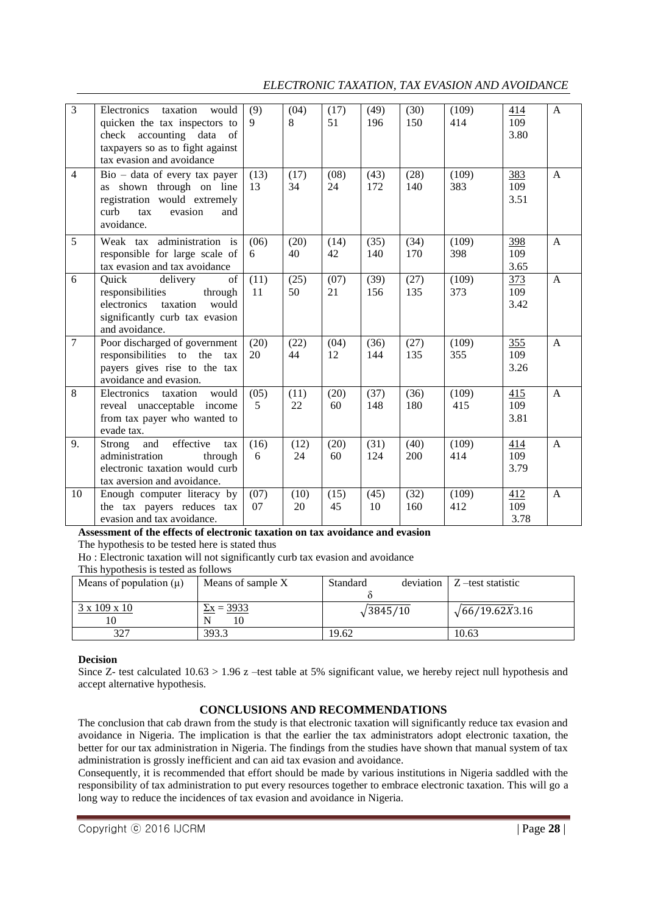| 3 | Electronics taxation would quicken the tax inspectors to check accounting data of taxpayers so as to fight against tax evasion and avoidance | (9) 9 | (04) 8 | (17) 51 | (49) 196 | (30) 150 | (109) 414 | 414 / 109 3.80 | A |
|---|---|---|---|---|---|---|---|---|---|
| 4 | Bio – data of every tax payer as shown through on line registration would extremely curb tax evasion and avoidance. | (13) 13 | (17) 34 | (08) 24 | (43) 172 | (28) 140 | (109) 383 | 383 / 109 3.51 | A |
| 5 | Weak tax administration is responsible for large scale of tax evasion and tax avoidance | (06) 6 | (20) 40 | (14) 42 | (35) 140 | (34) 170 | (109) 398 | 398 / 109 3.65 | A |
| 6 | Quick delivery of responsibilities through electronics taxation would significantly curb tax evasion and avoidance. | (11) 11 | (25) 50 | (07) 21 | (39) 156 | (27) 135 | (109) 373 | 373 / 109 3.42 | A |
| 7 | Poor discharged of government responsibilities to the tax payers gives rise to the tax avoidance and evasion. | (20) 20 | (22) 44 | (04) 12 | (36) 144 | (27) 135 | (109) 355 | 355 / 109 3.26 | A |
| 8 | Electronics taxation would reveal unacceptable income from tax payer who wanted to evade tax. | (05) 5 | (11) 22 | (20) 60 | (37) 148 | (36) 180 | (109) 415 | 415 / 109 3.81 | A |
| 9. | Strong and effective tax administration through electronic taxation would curb tax aversion and avoidance. | (16) 6 | (12) 24 | (20) 60 | (31) 124 | (40) 200 | (109) 414 | 414 / 109 3.79 | A |
| 10 | Enough computer literacy by the tax payers reduces tax evasion and tax avoidance. | (07) 07 | (10) 20 | (15) 45 | (45) 10 | (32) 160 | (109) 412 | 412 / 109 3.78 | A |

**Assessment of the effects of electronic taxation on tax avoidance and evasion**

The hypothesis to be tested here is stated thus

Ho : Electronic taxation will not significantly curb tax evasion and avoidance

This hypothesis is tested as follows

| Means of population (μ) | Means of sample X | Standard deviation δ | Z –test statistic |
|---|---|---|---|
| $\frac{3 \times 109 \times 10}{10}$ | $\frac{\Sigma x}{N} = \frac{3933}{10}$ | $\sqrt{3845/10}$ | $\sqrt{66/19.62X}3.16$ |
| 327 | 393.3 | 19.62 | 10.63 |

**Decision**

Since Z- test calculated 10.63 > 1.96 z –test table at 5% significant value, we hereby reject null hypothesis and accept alternative hypothesis.

## CONCLUSIONS AND RECOMMENDATIONS

The conclusion that cab drawn from the study is that electronic taxation will significantly reduce tax evasion and avoidance in Nigeria. The implication is that the earlier the tax administrators adopt electronic taxation, the better for our tax administration in Nigeria. The findings from the studies have shown that manual system of tax administration is grossly inefficient and can aid tax evasion and avoidance.

Consequently, it is recommended that effort should be made by various institutions in Nigeria saddled with the responsibility of tax administration to put every resources together to embrace electronic taxation. This will go a long way to reduce the incidences of tax evasion and avoidance in Nigeria.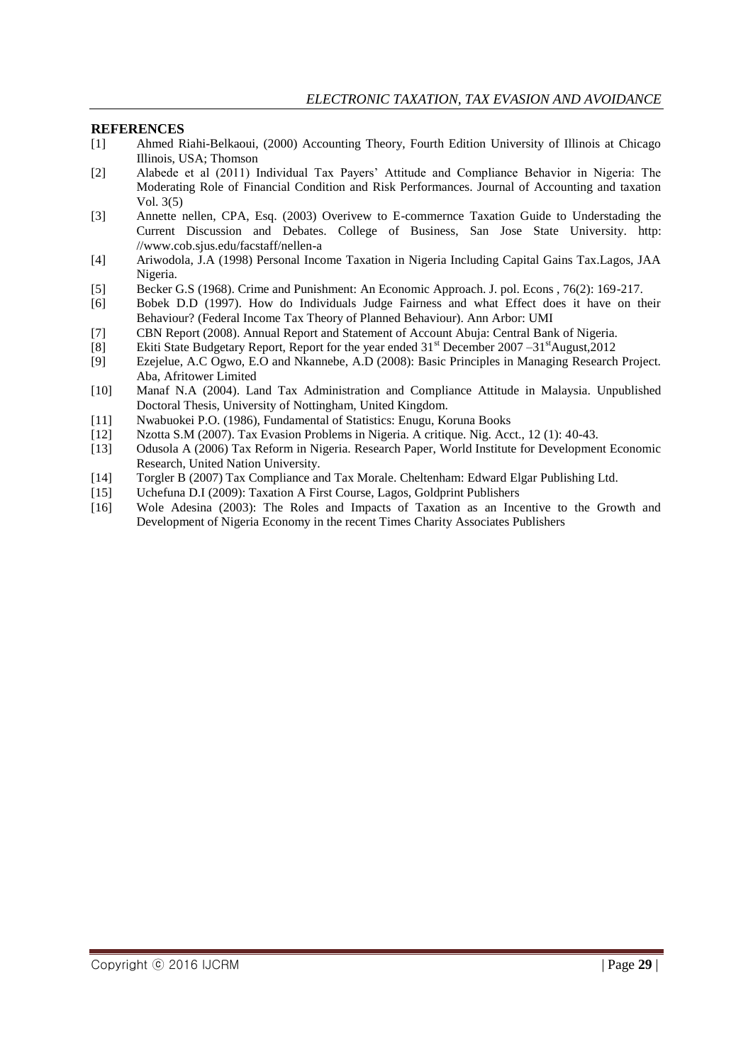## REFERENCES

[1] Ahmed Riahi-Belkaoui, (2000) Accounting Theory, Fourth Edition University of Illinois at Chicago Illinois, USA; Thomson

[2] Alabede et al (2011) Individual Tax Payers' Attitude and Compliance Behavior in Nigeria: The Moderating Role of Financial Condition and Risk Performances. Journal of Accounting and taxation Vol. 3(5)

[3] Annette nellen, CPA, Esq. (2003) Overivew to E-commernce Taxation Guide to Understading the Current Discussion and Debates. College of Business, San Jose State University. http: //www.cob.sjus.edu/facstaff/nellen-a

[4] Ariwodola, J.A (1998) Personal Income Taxation in Nigeria Including Capital Gains Tax.Lagos, JAA Nigeria.

[5] Becker G.S (1968). Crime and Punishment: An Economic Approach. J. pol. Econs , 76(2): 169-217.

[6] Bobek D.D (1997). How do Individuals Judge Fairness and what Effect does it have on their Behaviour? (Federal Income Tax Theory of Planned Behaviour). Ann Arbor: UMI

[7] CBN Report (2008). Annual Report and Statement of Account Abuja: Central Bank of Nigeria.

[8] Ekiti State Budgetary Report, Report for the year ended 31st December 2007 –31stAugust,2012

[9] Ezejelue, A.C Ogwo, E.O and Nkannebe, A.D (2008): Basic Principles in Managing Research Project. Aba, Afritower Limited

[10] Manaf N.A (2004). Land Tax Administration and Compliance Attitude in Malaysia. Unpublished Doctoral Thesis, University of Nottingham, United Kingdom.

[11] Nwabuokei P.O. (1986), Fundamental of Statistics: Enugu, Koruna Books

[12] Nzotta S.M (2007). Tax Evasion Problems in Nigeria. A critique. Nig. Acct., 12 (1): 40-43.

[13] Odusola A (2006) Tax Reform in Nigeria. Research Paper, World Institute for Development Economic Research, United Nation University.

[14] Torgler B (2007) Tax Compliance and Tax Morale. Cheltenham: Edward Elgar Publishing Ltd.

[15] Uchefuna D.I (2009): Taxation A First Course, Lagos, Goldprint Publishers

[16] Wole Adesina (2003): The Roles and Impacts of Taxation as an Incentive to the Growth and Development of Nigeria Economy in the recent Times Charity Associates Publishers